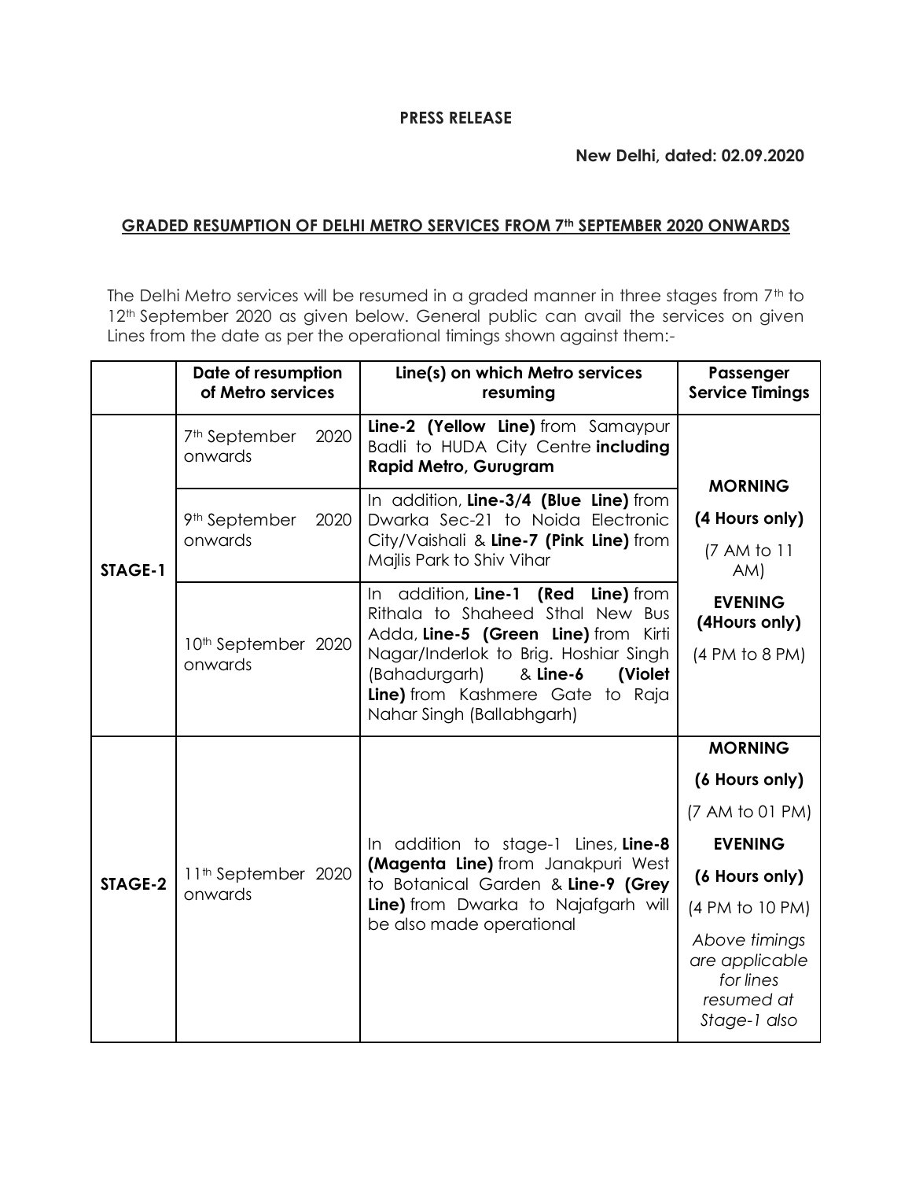**PRESS RELEASE**

**New Delhi, dated: 02.09.2020**

## GRADED RESUMPTION OF DELHI METRO SERVICES FROM 7th SEPTEMBER 2020 ONWARDS

The Delhi Metro services will be resumed in a graded manner in three stages from 7th to 12th September 2020 as given below. General public can avail the services on given Lines from the date as per the operational timings shown against them:-

| | Date of resumption of Metro services | Line(s) on which Metro services resuming | Passenger Service Timings |
|---|---|---|---|
| **STAGE-1** | 7th September 2020 onwards | **Line-2 (Yellow Line)** from Samaypur Badli to HUDA City Centre **including Rapid Metro, Gurugram** | **MORNING** **(4 Hours only)** (7 AM to 11 AM) **EVENING** **(4Hours only)** (4 PM to 8 PM) |
| | 9th September 2020 onwards | In addition, **Line-3/4 (Blue Line)** from Dwarka Sec-21 to Noida Electronic City/Vaishali & **Line-7 (Pink Line)** from Majlis Park to Shiv Vihar | |
| | 10th September 2020 onwards | In addition, **Line-1 (Red Line)** from Rithala to Shaheed Sthal New Bus Adda, **Line-5 (Green Line)** from Kirti Nagar/Inderlok to Brig. Hoshiar Singh (Bahadurgarh) & **Line-6 (Violet Line)** from Kashmere Gate to Raja Nahar Singh (Ballabhgarh) | |
| **STAGE-2** | 11th September 2020 onwards | In addition to stage-1 Lines, **Line-8 (Magenta Line)** from Janakpuri West to Botanical Garden & **Line-9 (Grey Line)** from Dwarka to Najafgarh will be also made operational | **MORNING** **(6 Hours only)** (7 AM to 01 PM) **EVENING** **(6 Hours only)** (4 PM to 10 PM) *Above timings are applicable for lines resumed at Stage-1 also* |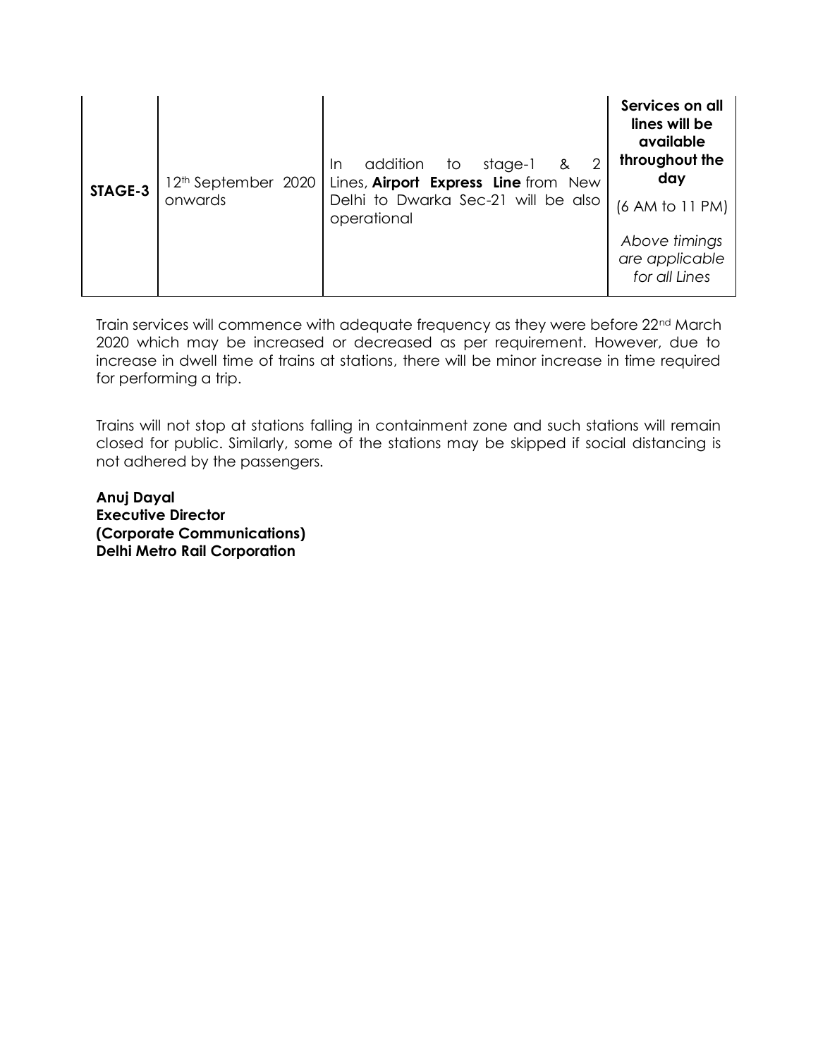| | | | |
|---|---|---|---|
| **STAGE-3** | 12th September 2020 onwards | In addition to stage-1 & 2 Lines, **Airport Express Line** from New Delhi to Dwarka Sec-21 will be also operational | **Services on all lines will be available throughout the day** (6 AM to 11 PM) *Above timings are applicable for all Lines* |

Train services will commence with adequate frequency as they were before 22nd March 2020 which may be increased or decreased as per requirement. However, due to increase in dwell time of trains at stations, there will be minor increase in time required for performing a trip.

Trains will not stop at stations falling in containment zone and such stations will remain closed for public. Similarly, some of the stations may be skipped if social distancing is not adhered by the passengers.

**Anuj Dayal**
**Executive Director**
**(Corporate Communications)**
**Delhi Metro Rail Corporation**